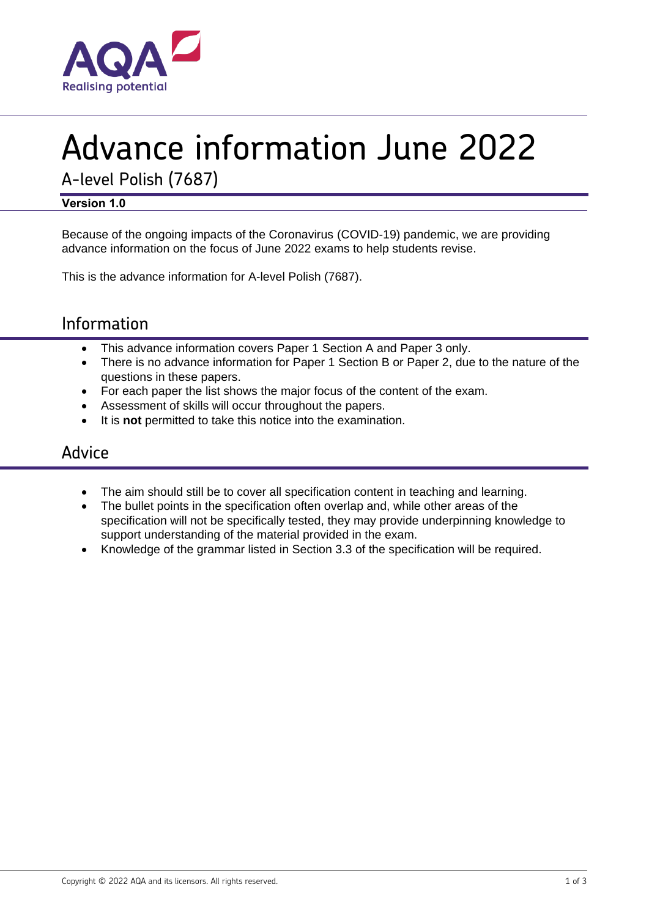# Advance information June 2022

## A-level Polish (7687)

**Version 1.0**

Because of the ongoing impacts of the Coronavirus (COVID-19) pandemic, we are providing advance information on the focus of June 2022 exams to help students revise.

This is the advance information for A-level Polish (7687).

## Information

- This advance information covers Paper 1 Section A and Paper 3 only.
- There is no advance information for Paper 1 Section B or Paper 2, due to the nature of the questions in these papers.
- For each paper the list shows the major focus of the content of the exam.
- Assessment of skills will occur throughout the papers.
- It is **not** permitted to take this notice into the examination.

## Advice

- The aim should still be to cover all specification content in teaching and learning.
- The bullet points in the specification often overlap and, while other areas of the specification will not be specifically tested, they may provide underpinning knowledge to support understanding of the material provided in the exam.
- Knowledge of the grammar listed in Section 3.3 of the specification will be required.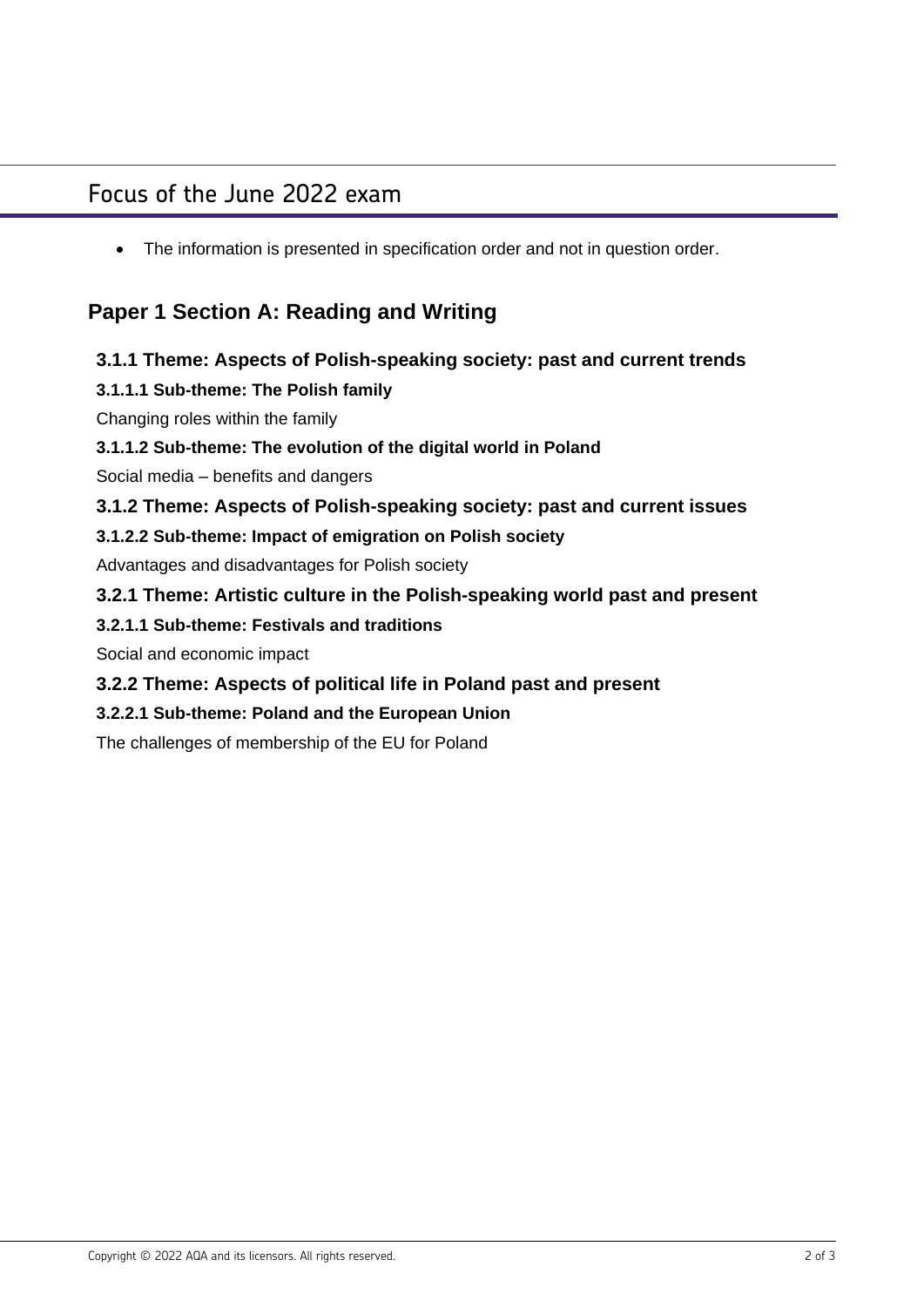## Focus of the June 2022 exam

- The information is presented in specification order and not in question order.

### Paper 1 Section A: Reading and Writing

#### 3.1.1 Theme: Aspects of Polish-speaking society: past and current trends

**3.1.1.1 Sub-theme: The Polish family**

Changing roles within the family

**3.1.1.2 Sub-theme: The evolution of the digital world in Poland**

Social media – benefits and dangers

#### 3.1.2 Theme: Aspects of Polish-speaking society: past and current issues

**3.1.2.2 Sub-theme: Impact of emigration on Polish society**

Advantages and disadvantages for Polish society

#### 3.2.1 Theme: Artistic culture in the Polish-speaking world past and present

**3.2.1.1 Sub-theme: Festivals and traditions**

Social and economic impact

#### 3.2.2 Theme: Aspects of political life in Poland past and present

**3.2.2.1 Sub-theme: Poland and the European Union**

The challenges of membership of the EU for Poland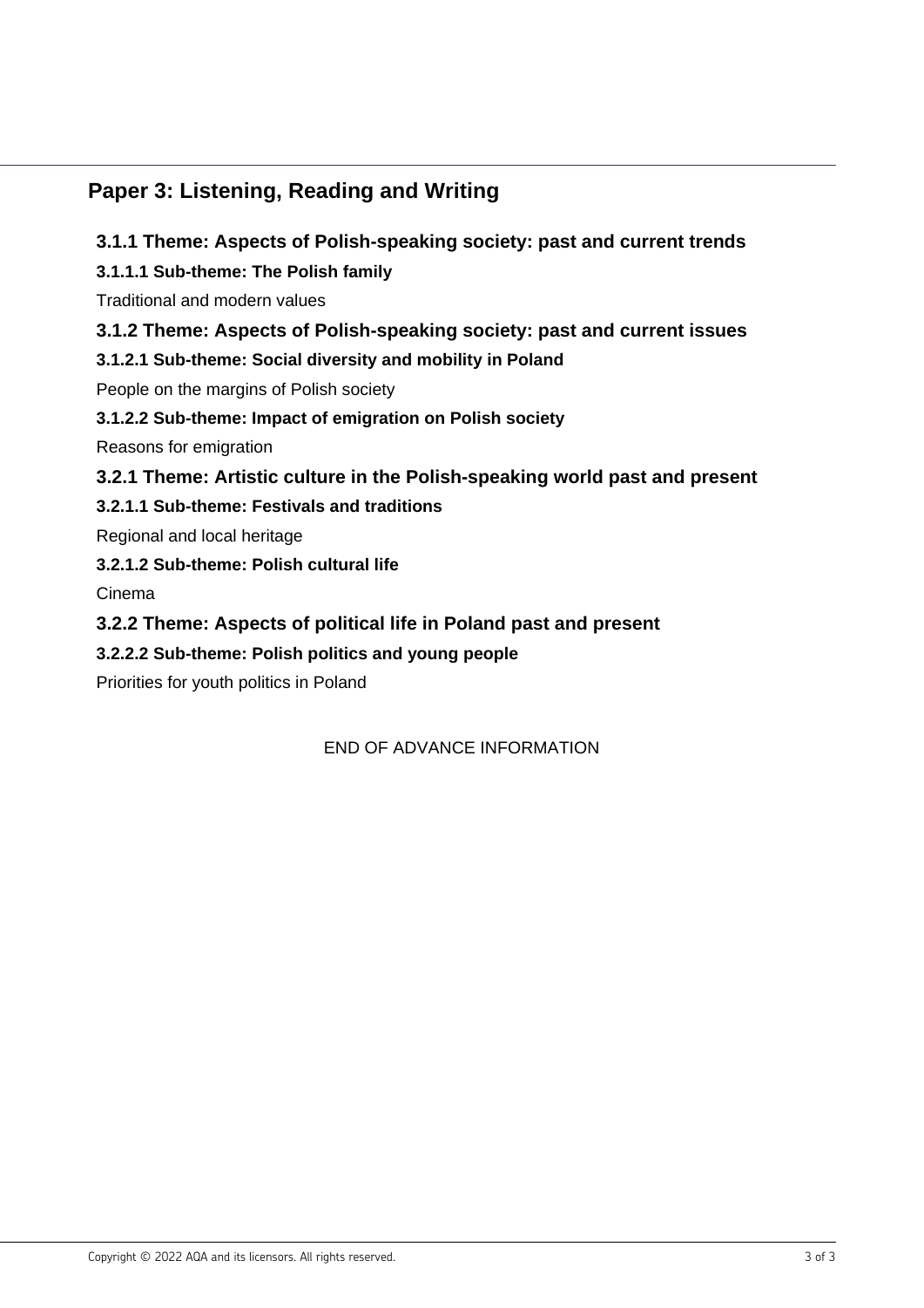## Paper 3: Listening, Reading and Writing

### 3.1.1 Theme: Aspects of Polish-speaking society: past and current trends

#### 3.1.1.1 Sub-theme: The Polish family

Traditional and modern values

### 3.1.2 Theme: Aspects of Polish-speaking society: past and current issues

#### 3.1.2.1 Sub-theme: Social diversity and mobility in Poland

People on the margins of Polish society

#### 3.1.2.2 Sub-theme: Impact of emigration on Polish society

Reasons for emigration

### 3.2.1 Theme: Artistic culture in the Polish-speaking world past and present

#### 3.2.1.1 Sub-theme: Festivals and traditions

Regional and local heritage

#### 3.2.1.2 Sub-theme: Polish cultural life

Cinema

### 3.2.2 Theme: Aspects of political life in Poland past and present

#### 3.2.2.2 Sub-theme: Polish politics and young people

Priorities for youth politics in Poland

END OF ADVANCE INFORMATION

Copyright © 2022 AQA and its licensors. All rights reserved.